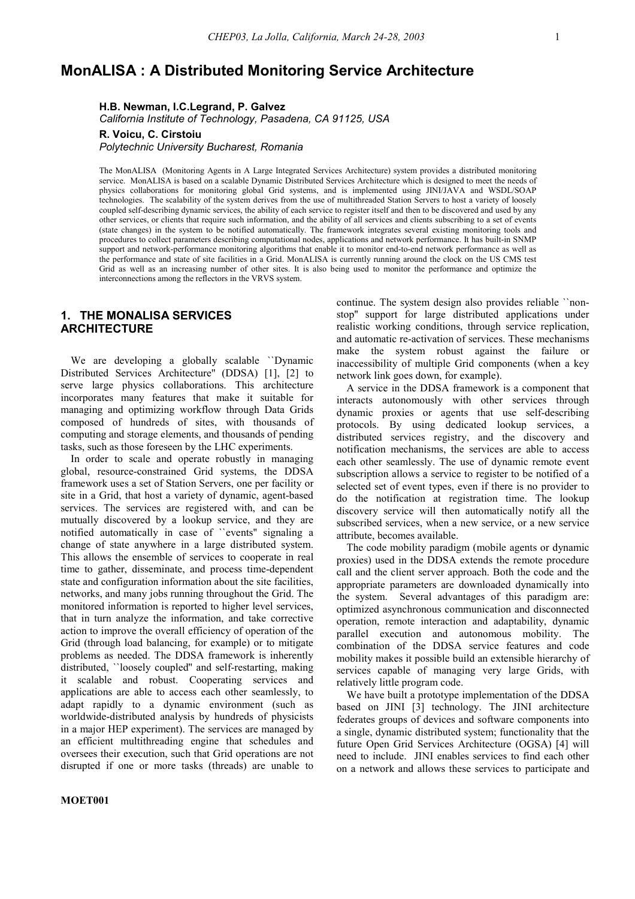# MonALISA : A Distributed Monitoring Service Architecture

**H.B. Newman, I.C.Legrand, P. Galvez**
*California Institute of Technology, Pasadena, CA 91125, USA*

**R. Voicu, C. Cirstoiu**
*Polytechnic University Bucharest, Romania*

The MonALISA (Monitoring Agents in A Large Integrated Services Architecture) system provides a distributed monitoring service. MonALISA is based on a scalable Dynamic Distributed Services Architecture which is designed to meet the needs of physics collaborations for monitoring global Grid systems, and is implemented using JINI/JAVA and WSDL/SOAP technologies. The scalability of the system derives from the use of multithreaded Station Servers to host a variety of loosely coupled self-describing dynamic services, the ability of each service to register itself and then to be discovered and used by any other services, or clients that require such information, and the ability of all services and clients subscribing to a set of events (state changes) in the system to be notified automatically. The framework integrates several existing monitoring tools and procedures to collect parameters describing computational nodes, applications and network performance. It has built-in SNMP support and network-performance monitoring algorithms that enable it to monitor end-to-end network performance as well as the performance and state of site facilities in a Grid. MonALISA is currently running around the clock on the US CMS test Grid as well as an increasing number of other sites. It is also being used to monitor the performance and optimize the interconnections among the reflectors in the VRVS system.

## 1. THE MONALISA SERVICES ARCHITECTURE

We are developing a globally scalable ``Dynamic Distributed Services Architecture'' (DDSA) [1], [2] to serve large physics collaborations. This architecture incorporates many features that make it suitable for managing and optimizing workflow through Data Grids composed of hundreds of sites, with thousands of computing and storage elements, and thousands of pending tasks, such as those foreseen by the LHC experiments.

In order to scale and operate robustly in managing global, resource-constrained Grid systems, the DDSA framework uses a set of Station Servers, one per facility or site in a Grid, that host a variety of dynamic, agent-based services. The services are registered with, and can be mutually discovered by a lookup service, and they are notified automatically in case of ``events'' signaling a change of state anywhere in a large distributed system. This allows the ensemble of services to cooperate in real time to gather, disseminate, and process time-dependent state and configuration information about the site facilities, networks, and many jobs running throughout the Grid. The monitored information is reported to higher level services, that in turn analyze the information, and take corrective action to improve the overall efficiency of operation of the Grid (through load balancing, for example) or to mitigate problems as needed. The DDSA framework is inherently distributed, ``loosely coupled'' and self-restarting, making it scalable and robust. Cooperating services and applications are able to access each other seamlessly, to adapt rapidly to a dynamic environment (such as worldwide-distributed analysis by hundreds of physicists in a major HEP experiment). The services are managed by an efficient multithreading engine that schedules and oversees their execution, such that Grid operations are not disrupted if one or more tasks (threads) are unable to continue. The system design also provides reliable ``non-stop'' support for large distributed applications under realistic working conditions, through service replication, and automatic re-activation of services. These mechanisms make the system robust against the failure or inaccessibility of multiple Grid components (when a key network link goes down, for example).

A service in the DDSA framework is a component that interacts autonomously with other services through dynamic proxies or agents that use self-describing protocols. By using dedicated lookup services, a distributed services registry, and the discovery and notification mechanisms, the services are able to access each other seamlessly. The use of dynamic remote event subscription allows a service to register to be notified of a selected set of event types, even if there is no provider to do the notification at registration time. The lookup discovery service will then automatically notify all the subscribed services, when a new service, or a new service attribute, becomes available.

The code mobility paradigm (mobile agents or dynamic proxies) used in the DDSA extends the remote procedure call and the client server approach. Both the code and the appropriate parameters are downloaded dynamically into the system. Several advantages of this paradigm are: optimized asynchronous communication and disconnected operation, remote interaction and adaptability, dynamic parallel execution and autonomous mobility. The combination of the DDSA service features and code mobility makes it possible build an extensible hierarchy of services capable of managing very large Grids, with relatively little program code.

We have built a prototype implementation of the DDSA based on JINI [3] technology. The JINI architecture federates groups of devices and software components into a single, dynamic distributed system; functionality that the future Open Grid Services Architecture (OGSA) [4] will need to include. JINI enables services to find each other on a network and allows these services to participate and

MOET001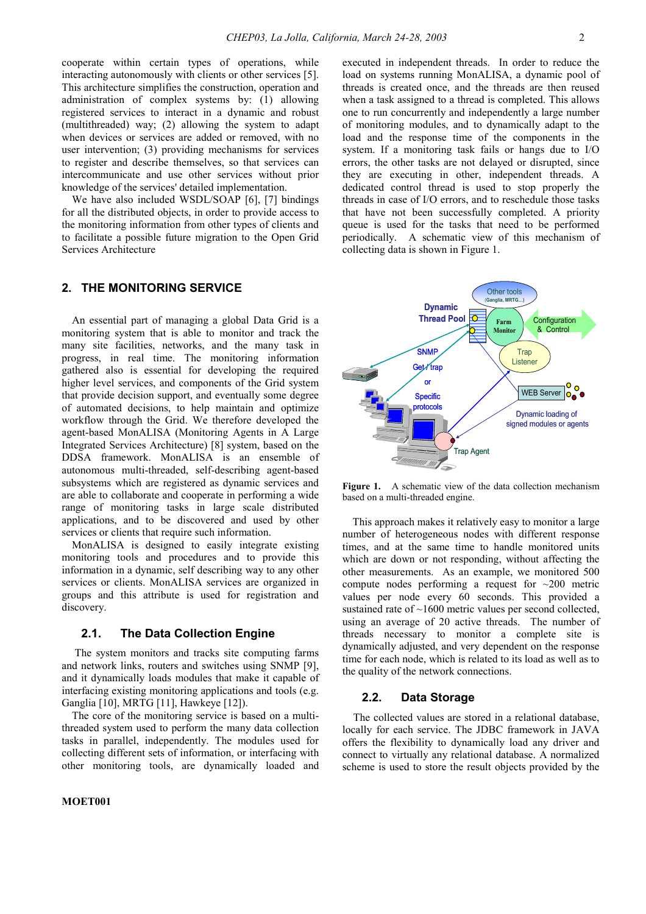cooperate within certain types of operations, while interacting autonomously with clients or other services [5]. This architecture simplifies the construction, operation and administration of complex systems by: (1) allowing registered services to interact in a dynamic and robust (multithreaded) way; (2) allowing the system to adapt when devices or services are added or removed, with no user intervention; (3) providing mechanisms for services to register and describe themselves, so that services can intercommunicate and use other services without prior knowledge of the services' detailed implementation.

We have also included WSDL/SOAP [6], [7] bindings for all the distributed objects, in order to provide access to the monitoring information from other types of clients and to facilitate a possible future migration to the Open Grid Services Architecture

## 2. THE MONITORING SERVICE

An essential part of managing a global Data Grid is a monitoring system that is able to monitor and track the many site facilities, networks, and the many task in progress, in real time. The monitoring information gathered also is essential for developing the required higher level services, and components of the Grid system that provide decision support, and eventually some degree of automated decisions, to help maintain and optimize workflow through the Grid. We therefore developed the agent-based MonALISA (Monitoring Agents in A Large Integrated Services Architecture) [8] system, based on the DDSA framework. MonALISA is an ensemble of autonomous multi-threaded, self-describing agent-based subsystems which are registered as dynamic services and are able to collaborate and cooperate in performing a wide range of monitoring tasks in large scale distributed applications, and to be discovered and used by other services or clients that require such information.

MonALISA is designed to easily integrate existing monitoring tools and procedures and to provide this information in a dynamic, self describing way to any other services or clients. MonALISA services are organized in groups and this attribute is used for registration and discovery.

### 2.1. The Data Collection Engine

The system monitors and tracks site computing farms and network links, routers and switches using SNMP [9], and it dynamically loads modules that make it capable of interfacing existing monitoring applications and tools (e.g. Ganglia [10], MRTG [11], Hawkeye [12]).

The core of the monitoring service is based on a multi-threaded system used to perform the many data collection tasks in parallel, independently. The modules used for collecting different sets of information, or interfacing with other monitoring tools, are dynamically loaded and executed in independent threads. In order to reduce the load on systems running MonALISA, a dynamic pool of threads is created once, and the threads are then reused when a task assigned to a thread is completed. This allows one to run concurrently and independently a large number of monitoring modules, and to dynamically adapt to the load and the response time of the components in the system. If a monitoring task fails or hangs due to I/O errors, the other tasks are not delayed or disrupted, since they are executing in other, independent threads. A dedicated control thread is used to stop properly the threads in case of I/O errors, and to reschedule those tasks that have not been successfully completed. A priority queue is used for the tasks that need to be performed periodically. A schematic view of this mechanism of collecting data is shown in Figure 1.

Other tools (Ganglia, MRTG...)
Dynamic Thread Pool
Farm Monitor
Configuration & Control
SNMP
Get / trap
or
Specific protocols
Trap Listener
WEB Server
Dynamic loading of signed modules or agents
Trap Agent

**Figure 1.** A schematic view of the data collection mechanism based on a multi-threaded engine.

This approach makes it relatively easy to monitor a large number of heterogeneous nodes with different response times, and at the same time to handle monitored units which are down or not responding, without affecting the other measurements. As an example, we monitored 500 compute nodes performing a request for ~200 metric values per node every 60 seconds. This provided a sustained rate of ~1600 metric values per second collected, using an average of 20 active threads. The number of threads necessary to monitor a complete site is dynamically adjusted, and very dependent on the response time for each node, which is related to its load as well as to the quality of the network connections.

### 2.2. Data Storage

The collected values are stored in a relational database, locally for each service. The JDBC framework in JAVA offers the flexibility to dynamically load any driver and connect to virtually any relational database. A normalized scheme is used to store the result objects provided by the

MOET001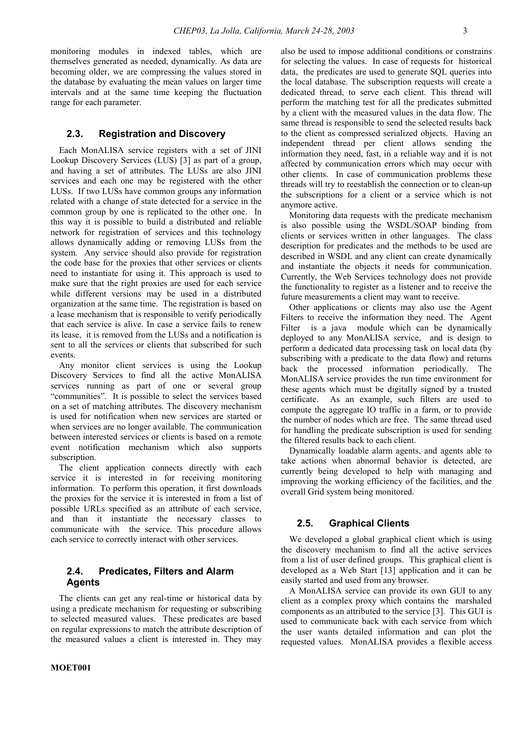monitoring modules in indexed tables, which are themselves generated as needed, dynamically. As data are becoming older, we are compressing the values stored in the database by evaluating the mean values on larger time intervals and at the same time keeping the fluctuation range for each parameter.

### 2.3. Registration and Discovery

Each MonALISA service registers with a set of JINI Lookup Discovery Services (LUS) [3] as part of a group, and having a set of attributes. The LUSs are also JINI services and each one may be registered with the other LUSs. If two LUSs have common groups any information related with a change of state detected for a service in the common group by one is replicated to the other one. In this way it is possible to build a distributed and reliable network for registration of services and this technology allows dynamically adding or removing LUSs from the system. Any service should also provide for registration the code base for the proxies that other services or clients need to instantiate for using it. This approach is used to make sure that the right proxies are used for each service while different versions may be used in a distributed organization at the same time. The registration is based on a lease mechanism that is responsible to verify periodically that each service is alive. In case a service fails to renew its lease, it is removed from the LUSs and a notification is sent to all the services or clients that subscribed for such events.

Any monitor client services is using the Lookup Discovery Services to find all the active MonALISA services running as part of one or several group "communities". It is possible to select the services based on a set of matching attributes. The discovery mechanism is used for notification when new services are started or when services are no longer available. The communication between interested services or clients is based on a remote event notification mechanism which also supports subscription.

The client application connects directly with each service it is interested in for receiving monitoring information. To perform this operation, it first downloads the proxies for the service it is interested in from a list of possible URLs specified as an attribute of each service, and than it instantiate the necessary classes to communicate with the service. This procedure allows each service to correctly interact with other services.

### 2.4. Predicates, Filters and Alarm Agents

The clients can get any real-time or historical data by using a predicate mechanism for requesting or subscribing to selected measured values. These predicates are based on regular expressions to match the attribute description of the measured values a client is interested in. They may also be used to impose additional conditions or constrains for selecting the values. In case of requests for historical data, the predicates are used to generate SQL queries into the local database. The subscription requests will create a dedicated thread, to serve each client. This thread will perform the matching test for all the predicates submitted by a client with the measured values in the data flow. The same thread is responsible to send the selected results back to the client as compressed serialized objects. Having an independent thread per client allows sending the information they need, fast, in a reliable way and it is not affected by communication errors which may occur with other clients. In case of communication problems these threads will try to reestablish the connection or to clean-up the subscriptions for a client or a service which is not anymore active.

Monitoring data requests with the predicate mechanism is also possible using the WSDL/SOAP binding from clients or services written in other languages. The class description for predicates and the methods to be used are described in WSDL and any client can create dynamically and instantiate the objects it needs for communication. Currently, the Web Services technology does not provide the functionality to register as a listener and to receive the future measurements a client may want to receive.

Other applications or clients may also use the Agent Filters to receive the information they need. The Agent Filter is a java module which can be dynamically deployed to any MonALISA service, and is design to perform a dedicated data processing task on local data (by subscribing with a predicate to the data flow) and returns back the processed information periodically. The MonALISA service provides the run time environment for these agents which must be digitally signed by a trusted certificate. As an example, such filters are used to compute the aggregate IO traffic in a farm, or to provide the number of nodes which are free. The same thread used for handling the predicate subscription is used for sending the filtered results back to each client.

Dynamically loadable alarm agents, and agents able to take actions when abnormal behavior is detected, are currently being developed to help with managing and improving the working efficiency of the facilities, and the overall Grid system being monitored.

### 2.5. Graphical Clients

We developed a global graphical client which is using the discovery mechanism to find all the active services from a list of user defined groups. This graphical client is developed as a Web Start [13] application and it can be easily started and used from any browser.

A MonALISA service can provide its own GUI to any client as a complex proxy which contains the marshaled components as an attributed to the service [3]. This GUI is used to communicate back with each service from which the user wants detailed information and can plot the requested values. MonALISA provides a flexible access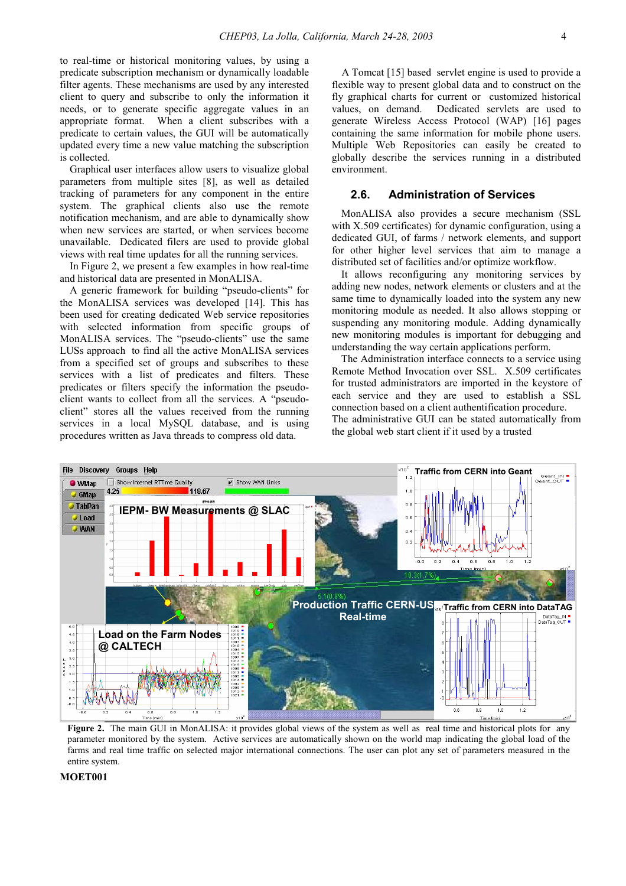to real-time or historical monitoring values, by using a predicate subscription mechanism or dynamically loadable filter agents. These mechanisms are used by any interested client to query and subscribe to only the information it needs, or to generate specific aggregate values in an appropriate format. When a client subscribes with a predicate to certain values, the GUI will be automatically updated every time a new value matching the subscription is collected.

Graphical user interfaces allow users to visualize global parameters from multiple sites [8], as well as detailed tracking of parameters for any component in the entire system. The graphical clients also use the remote notification mechanism, and are able to dynamically show when new services are started, or when services become unavailable. Dedicated filers are used to provide global views with real time updates for all the running services.

In Figure 2, we present a few examples in how real-time and historical data are presented in MonALISA.

A generic framework for building "pseudo-clients" for the MonALISA services was developed [14]. This has been used for creating dedicated Web service repositories with selected information from specific groups of MonALISA services. The "pseudo-clients" use the same LUSs approach to find all the active MonALISA services from a specified set of groups and subscribes to these services with a list of predicates and filters. These predicates or filters specify the information the pseudo-client wants to collect from all the services. A "pseudo-client" stores all the values received from the running services in a local MySQL database, and is using procedures written as Java threads to compress old data.

A Tomcat [15] based servlet engine is used to provide a flexible way to present global data and to construct on the fly graphical charts for current or customized historical values, on demand. Dedicated servlets are used to generate Wireless Access Protocol (WAP) [16] pages containing the same information for mobile phone users. Multiple Web Repositories can easily be created to globally describe the services running in a distributed environment.

## 2.6. Administration of Services

MonALISA also provides a secure mechanism (SSL with X.509 certificates) for dynamic configuration, using a dedicated GUI, of farms / network elements, and support for other higher level services that aim to manage a distributed set of facilities and/or optimize workflow.

It allows reconfiguring any monitoring services by adding new nodes, network elements or clusters and at the same time to dynamically loaded into the system any new monitoring module as needed. It also allows stopping or suspending any monitoring module. Adding dynamically new monitoring modules is important for debugging and understanding the way certain applications perform.

The Administration interface connects to a service using Remote Method Invocation over SSL. X.509 certificates for trusted administrators are imported in the keystore of each service and they are used to establish a SSL connection based on a client authentification procedure. The administrative GUI can be stated automatically from the global web start client if it used by a trusted

**Figure 2.** The main GUI in MonALISA: it provides global views of the system as well as real time and historical plots for any parameter monitored by the system. Active services are automatically shown on the world map indicating the global load of the farms and real time traffic on selected major international connections. The user can plot any set of parameters measured in the entire system.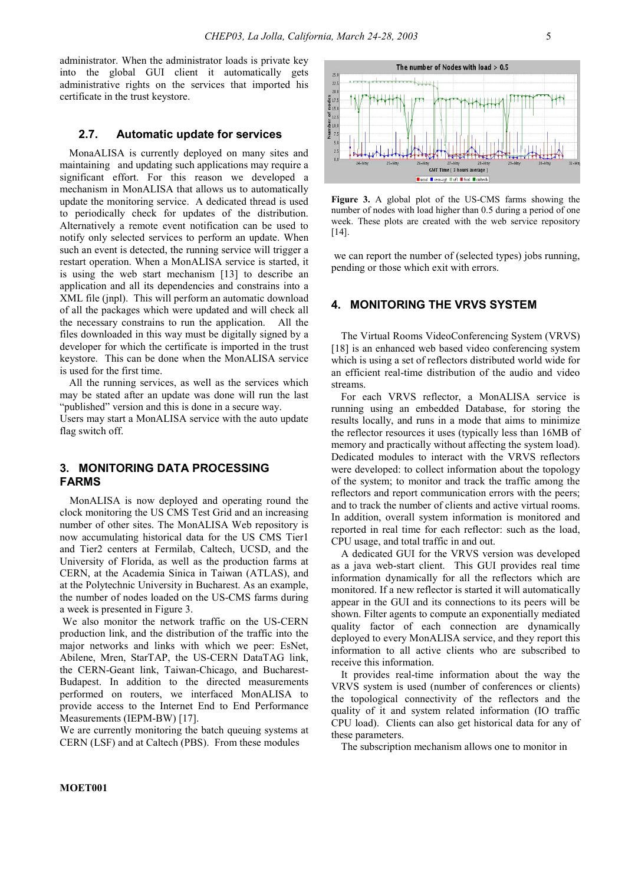administrator. When the administrator loads is private key into the global GUI client it automatically gets administrative rights on the services that imported his certificate in the trust keystore.

### 2.7. Automatic update for services

MonaALISA is currently deployed on many sites and maintaining and updating such applications may require a significant effort. For this reason we developed a mechanism in MonALISA that allows us to automatically update the monitoring service. A dedicated thread is used to periodically check for updates of the distribution. Alternatively a remote event notification can be used to notify only selected services to perform an update. When such an event is detected, the running service will trigger a restart operation. When a MonALISA service is started, it is using the web start mechanism [13] to describe an application and all its dependencies and constrains into a XML file (jnpl). This will perform an automatic download of all the packages which were updated and will check all the necessary constrains to run the application. All the files downloaded in this way must be digitally signed by a developer for which the certificate is imported in the trust keystore. This can be done when the MonALISA service is used for the first time.

All the running services, as well as the services which may be stated after an update was done will run the last "published" version and this is done in a secure way.

Users may start a MonALISA service with the auto update flag switch off.

## 3. MONITORING DATA PROCESSING FARMS

MonALISA is now deployed and operating round the clock monitoring the US CMS Test Grid and an increasing number of other sites. The MonALISA Web repository is now accumulating historical data for the US CMS Tier1 and Tier2 centers at Fermilab, Caltech, UCSD, and the University of Florida, as well as the production farms at CERN, at the Academia Sinica in Taiwan (ATLAS), and at the Polytechnic University in Bucharest. As an example, the number of nodes loaded on the US-CMS farms during a week is presented in Figure 3.

We also monitor the network traffic on the US-CERN production link, and the distribution of the traffic into the major networks and links with which we peer: EsNet, Abilene, Mren, StarTAP, the US-CERN DataTAG link, the CERN-Geant link, Taiwan-Chicago, and Bucharest-Budapest. In addition to the directed measurements performed on routers, we interfaced MonALISA to provide access to the Internet End to End Performance Measurements (IEPM-BW) [17].

We are currently monitoring the batch queuing systems at CERN (LSF) and at Caltech (PBS). From these modules we can report the number of (selected types) jobs running, pending or those which exit with errors.

The number of Nodes with load > 0.5

Number of nodes

GMT Time [ 3 hours average ]

ucsd cern-igt ufl fnal caltech

**Figure 3.** A global plot of the US-CMS farms showing the number of nodes with load higher than 0.5 during a period of one week. These plots are created with the web service repository [14].

## 4. MONITORING THE VRVS SYSTEM

The Virtual Rooms VideoConferencing System (VRVS) [18] is an enhanced web based video conferencing system which is using a set of reflectors distributed world wide for an efficient real-time distribution of the audio and video streams.

For each VRVS reflector, a MonALISA service is running using an embedded Database, for storing the results locally, and runs in a mode that aims to minimize the reflector resources it uses (typically less than 16MB of memory and practically without affecting the system load). Dedicated modules to interact with the VRVS reflectors were developed: to collect information about the topology of the system; to monitor and track the traffic among the reflectors and report communication errors with the peers; and to track the number of clients and active virtual rooms. In addition, overall system information is monitored and reported in real time for each reflector: such as the load, CPU usage, and total traffic in and out.

A dedicated GUI for the VRVS version was developed as a java web-start client. This GUI provides real time information dynamically for all the reflectors which are monitored. If a new reflector is started it will automatically appear in the GUI and its connections to its peers will be shown. Filter agents to compute an exponentially mediated quality factor of each connection are dynamically deployed to every MonALISA service, and they report this information to all active clients who are subscribed to receive this information.

It provides real-time information about the way the VRVS system is used (number of conferences or clients) the topological connectivity of the reflectors and the quality of it and system related information (IO traffic CPU load). Clients can also get historical data for any of these parameters.

The subscription mechanism allows one to monitor in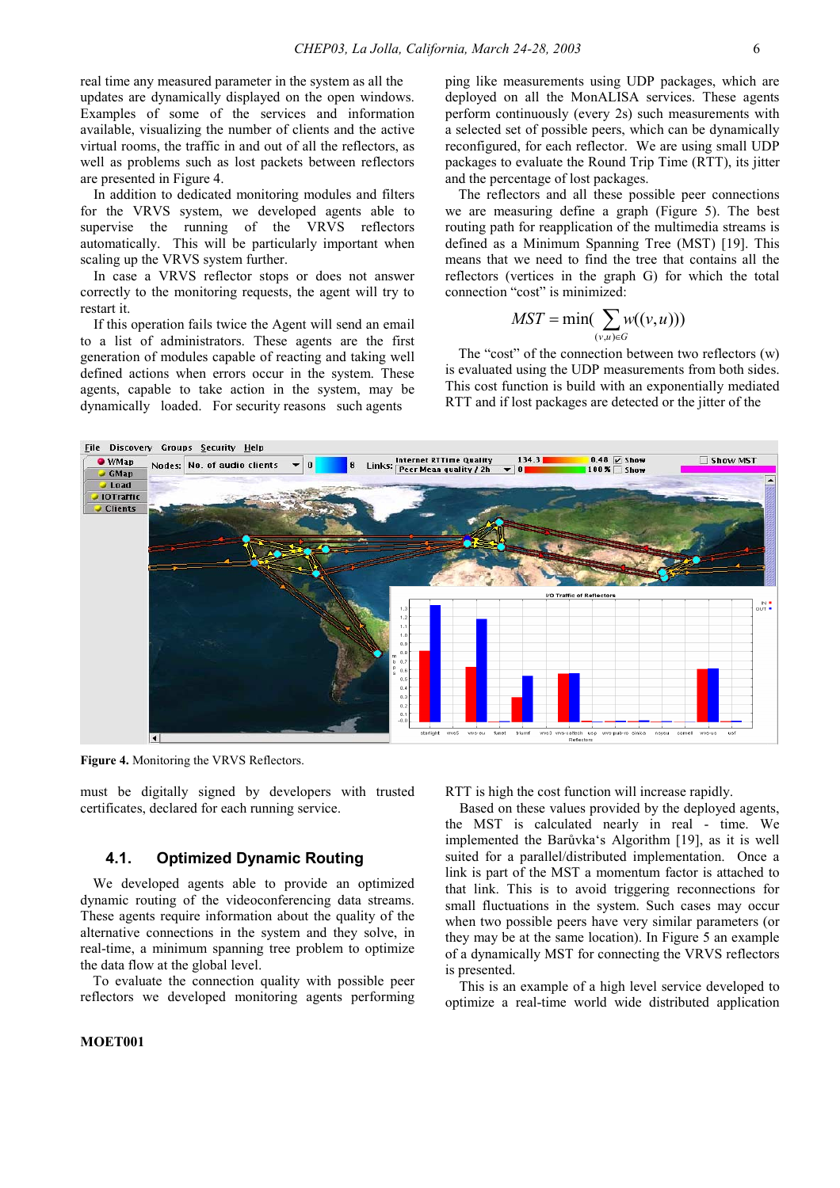real time any measured parameter in the system as all the updates are dynamically displayed on the open windows. Examples of some of the services and information available, visualizing the number of clients and the active virtual rooms, the traffic in and out of all the reflectors, as well as problems such as lost packets between reflectors are presented in Figure 4.

In addition to dedicated monitoring modules and filters for the VRVS system, we developed agents able to supervise the running of the VRVS reflectors automatically. This will be particularly important when scaling up the VRVS system further.

In case a VRVS reflector stops or does not answer correctly to the monitoring requests, the agent will try to restart it.

If this operation fails twice the Agent will send an email to a list of administrators. These agents are the first generation of modules capable of reacting and taking well defined actions when errors occur in the system. These agents, capable to take action in the system, may be dynamically loaded. For security reasons such agents must be digitally signed by developers with trusted certificates, declared for each running service.

File Discovery Groups Security Help

WMap
GMap
Load
IOTraffic
Clients

Nodes: No. of audio clients 0 8 Links: Internet RTTime Quality Peer Mean quality / 2h 134.3 0.48 Show 0 100 % Show Show MST

I/O Traffic of Reflectors

IN
OUT

1.3
1.2
1.1
1.0
0.9
0.8
0.7
0.6
0.5
0.4
0.3
0.2
0.1
-0.0

m b p s

starlight vrvs5 vrvs-eu funet triumf vrvs3 vrvs-caltech usp vrvs-pub-rc cinvca nsysu cornell vrvs-us uof

Reflectors

**Figure 4.** Monitoring the VRVS Reflectors.

## 4.1. Optimized Dynamic Routing

We developed agents able to provide an optimized dynamic routing of the videoconferencing data streams. These agents require information about the quality of the alternative connections in the system and they solve, in real-time, a minimum spanning tree problem to optimize the data flow at the global level.

To evaluate the connection quality with possible peer reflectors we developed monitoring agents performing ping like measurements using UDP packages, which are deployed on all the MonALISA services. These agents perform continuously (every 2s) such measurements with a selected set of possible peers, which can be dynamically reconfigured, for each reflector. We are using small UDP packages to evaluate the Round Trip Time (RTT), its jitter and the percentage of lost packages.

The reflectors and all these possible peer connections we are measuring define a graph (Figure 5). The best routing path for reapplication of the multimedia streams is defined as a Minimum Spanning Tree (MST) [19]. This means that we need to find the tree that contains all the reflectors (vertices in the graph G) for which the total connection "cost" is minimized:

$$MST = \min\Big( \sum_{(v,u)\in G} w((v,u)) \Big)$$

The "cost" of the connection between two reflectors (w) is evaluated using the UDP measurements from both sides. This cost function is build with an exponentially mediated RTT and if lost packages are detected or the jitter of the RTT is high the cost function will increase rapidly.

Based on these values provided by the deployed agents, the MST is calculated nearly in real - time. We implemented the Barůvka's Algorithm [19], as it is well suited for a parallel/distributed implementation. Once a link is part of the MST a momentum factor is attached to that link. This is to avoid triggering reconnections for small fluctuations in the system. Such cases may occur when two possible peers have very similar parameters (or they may be at the same location). In Figure 5 an example of a dynamically MST for connecting the VRVS reflectors is presented.

This is an example of a high level service developed to optimize a real-time world wide distributed application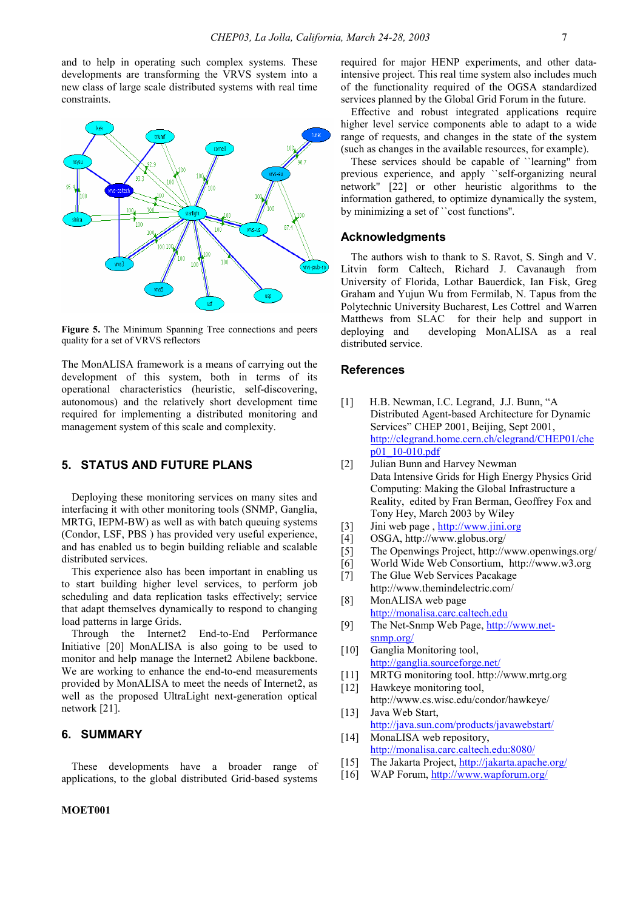and to help in operating such complex systems. These developments are transforming the VRVS system into a new class of large scale distributed systems with real time constraints.

kek
triumf
cornell
funet
nsysu
vrvs-eu
vrvs-caltech
sinica
starlight
vrvs-us
vrvs3
vrvs-pub-ro
vrvs5
usp
usf
92.9
93.3
95.4
96.7
87.4
100

**Figure 5.** The Minimum Spanning Tree connections and peers quality for a set of VRVS reflectors

The MonALISA framework is a means of carrying out the development of this system, both in terms of its operational characteristics (heuristic, self-discovering, autonomous) and the relatively short development time required for implementing a distributed monitoring and management system of this scale and complexity.

## 5. STATUS AND FUTURE PLANS

Deploying these monitoring services on many sites and interfacing it with other monitoring tools (SNMP, Ganglia, MRTG, IEPM-BW) as well as with batch queuing systems (Condor, LSF, PBS ) has provided very useful experience, and has enabled us to begin building reliable and scalable distributed services.

This experience also has been important in enabling us to start building higher level services, to perform job scheduling and data replication tasks effectively; service that adapt themselves dynamically to respond to changing load patterns in large Grids.

Through the Internet2 End-to-End Performance Initiative [20] MonALISA is also going to be used to monitor and help manage the Internet2 Abilene backbone. We are working to enhance the end-to-end measurements provided by MonALISA to meet the needs of Internet2, as well as the proposed UltraLight next-generation optical network [21].

## 6. SUMMARY

These developments have a broader range of applications, to the global distributed Grid-based systems required for major HENP experiments, and other data-intensive project. This real time system also includes much of the functionality required of the OGSA standardized services planned by the Global Grid Forum in the future.

Effective and robust integrated applications require higher level service components able to adapt to a wide range of requests, and changes in the state of the system (such as changes in the available resources, for example).

These services should be capable of ``learning" from previous experience, and apply ``self-organizing neural network" [22] or other heuristic algorithms to the information gathered, to optimize dynamically the system, by minimizing a set of ``cost functions".

## Acknowledgments

The authors wish to thank to S. Ravot, S. Singh and V. Litvin form Caltech, Richard J. Cavanaugh from University of Florida, Lothar Bauerdick, Ian Fisk, Greg Graham and Yujun Wu from Fermilab, N. Tapus from the Polytechnic University Bucharest, Les Cottrel and Warren Matthews from SLAC for their help and support in deploying and developing MonALISA as a real distributed service.

## References

[1] H.B. Newman, I.C. Legrand, J.J. Bunn, "A Distributed Agent-based Architecture for Dynamic Services" CHEP 2001, Beijing, Sept 2001, http://clegrand.home.cern.ch/clegrand/CHEP01/chep01_10-010.pdf

[2] Julian Bunn and Harvey Newman Data Intensive Grids for High Energy Physics Grid Computing: Making the Global Infrastructure a Reality, edited by Fran Berman, Geoffrey Fox and Tony Hey, March 2003 by Wiley

[3] Jini web page , http://www.jini.org

[4] OSGA, http://www.globus.org/

[5] The Openwings Project, http://www.openwings.org/

[6] World Wide Web Consortium, http://www.w3.org

[7] The Glue Web Services Pacakage http://www.themindelectric.com/

[8] MonALISA web page http://monalisa.carc.caltech.edu

[9] The Net-Snmp Web Page, http://www.net-snmp.org/

[10] Ganglia Monitoring tool, http://ganglia.sourceforge.net/

[11] MRTG monitoring tool. http://www.mrtg.org

[12] Hawkeye monitoring tool, http://www.cs.wisc.edu/condor/hawkeye/

[13] Java Web Start, http://java.sun.com/products/javawebstart/

[14] MonaLISA web repository, http://monalisa.carc.caltech.edu:8080/

[15] The Jakarta Project, http://jakarta.apache.org/

[16] WAP Forum, http://www.wapforum.org/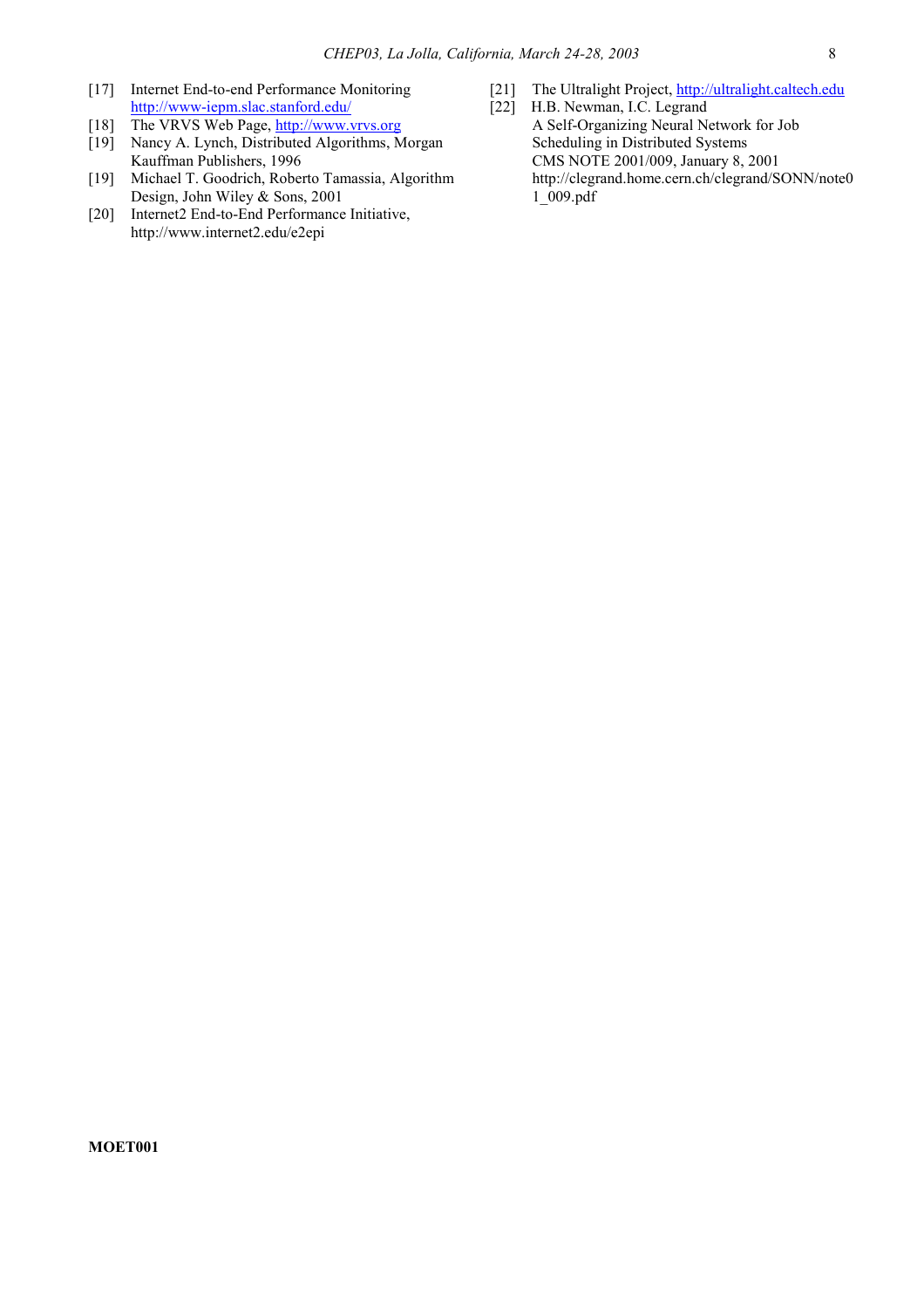[17] Internet End-to-end Performance Monitoring http://www-iepm.slac.stanford.edu/

[18] The VRVS Web Page, http://www.vrvs.org

[19] Nancy A. Lynch, Distributed Algorithms, Morgan Kauffman Publishers, 1996

[19] Michael T. Goodrich, Roberto Tamassia, Algorithm Design, John Wiley & Sons, 2001

[20] Internet2 End-to-End Performance Initiative, http://www.internet2.edu/e2epi

[21] The Ultralight Project, http://ultralight.caltech.edu

[22] H.B. Newman, I.C. Legrand
A Self-Organizing Neural Network for Job Scheduling in Distributed Systems
CMS NOTE 2001/009, January 8, 2001
http://clegrand.home.cern.ch/clegrand/SONN/note01_009.pdf

**MOET001**